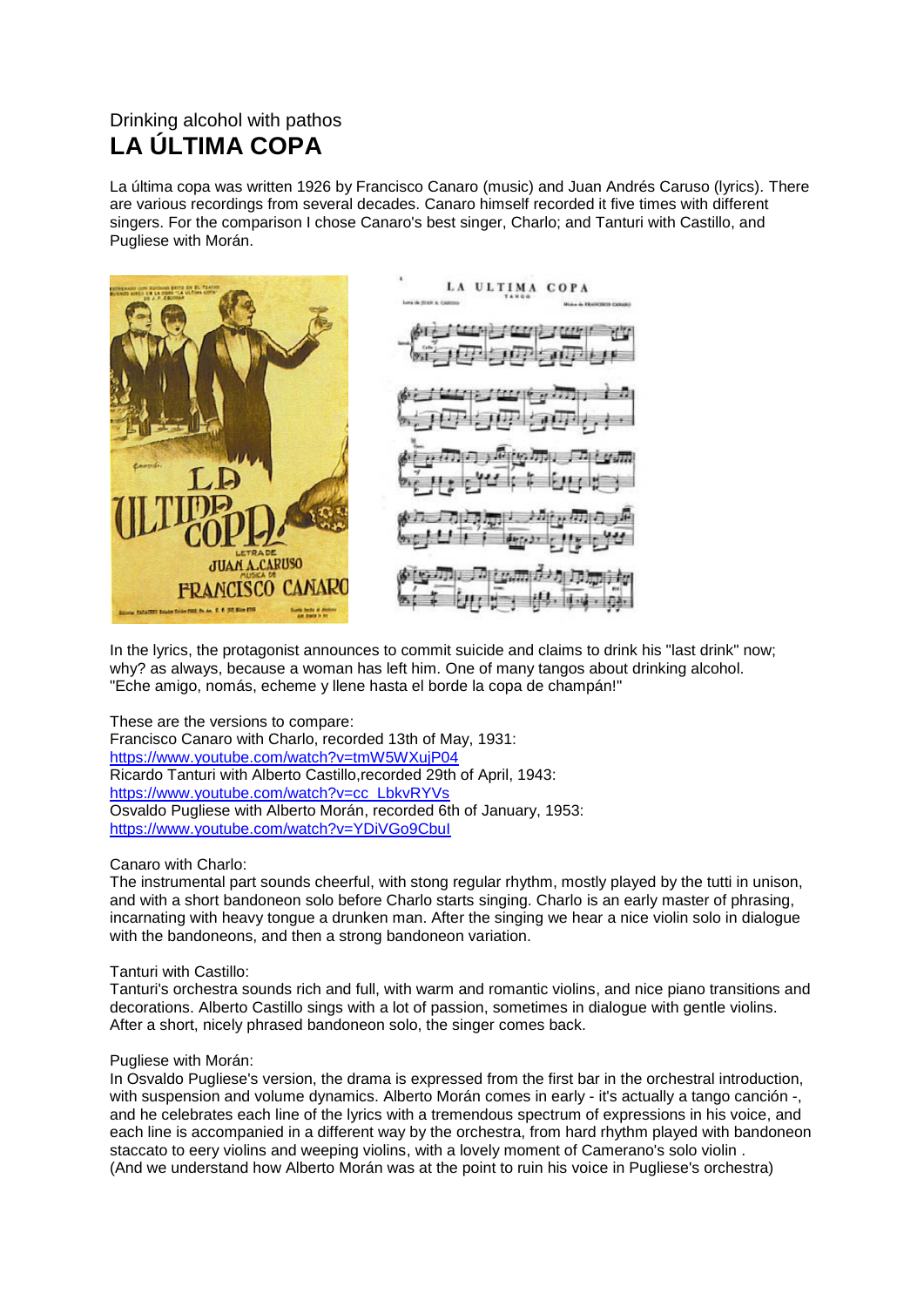Drinking alcohol with pathos

# LA ÚLTIMA COPA

La última copa was written 1926 by Francisco Canaro (music) and Juan Andrés Caruso (lyrics). There are various recordings from several decades. Canaro himself recorded it five times with different singers. For the comparison I chose Canaro's best singer, Charlo; and Tanturi with Castillo, and Pugliese with Morán.

In the lyrics, the protagonist announces to commit suicide and claims to drink his "last drink" now; why? as always, because a woman has left him. One of many tangos about drinking alcohol. "Eche amigo, nomás, echeme y llene hasta el borde la copa de champán!"

These are the versions to compare:
Francisco Canaro with Charlo, recorded 13th of May, 1931:
https://www.youtube.com/watch?v=tmW5WXujP04
Ricardo Tanturi with Alberto Castillo,recorded 29th of April, 1943:
https://www.youtube.com/watch?v=cc_LbkvRYVs
Osvaldo Pugliese with Alberto Morán, recorded 6th of January, 1953:
https://www.youtube.com/watch?v=YDiVGo9CbuI

Canaro with Charlo:
The instrumental part sounds cheerful, with stong regular rhythm, mostly played by the tutti in unison, and with a short bandoneon solo before Charlo starts singing. Charlo is an early master of phrasing, incarnating with heavy tongue a drunken man. After the singing we hear a nice violin solo in dialogue with the bandoneons, and then a strong bandoneon variation.

Tanturi with Castillo:
Tanturi's orchestra sounds rich and full, with warm and romantic violins, and nice piano transitions and decorations. Alberto Castillo sings with a lot of passion, sometimes in dialogue with gentle violins. After a short, nicely phrased bandoneon solo, the singer comes back.

Pugliese with Morán:
In Osvaldo Pugliese's version, the drama is expressed from the first bar in the orchestral introduction, with suspension and volume dynamics. Alberto Morán comes in early - it's actually a tango canción -, and he celebrates each line of the lyrics with a tremendous spectrum of expressions in his voice, and each line is accompanied in a different way by the orchestra, from hard rhythm played with bandoneon staccato to eery violins and weeping violins, with a lovely moment of Camerano's solo violin .
(And we understand how Alberto Morán was at the point to ruin his voice in Pugliese's orchestra)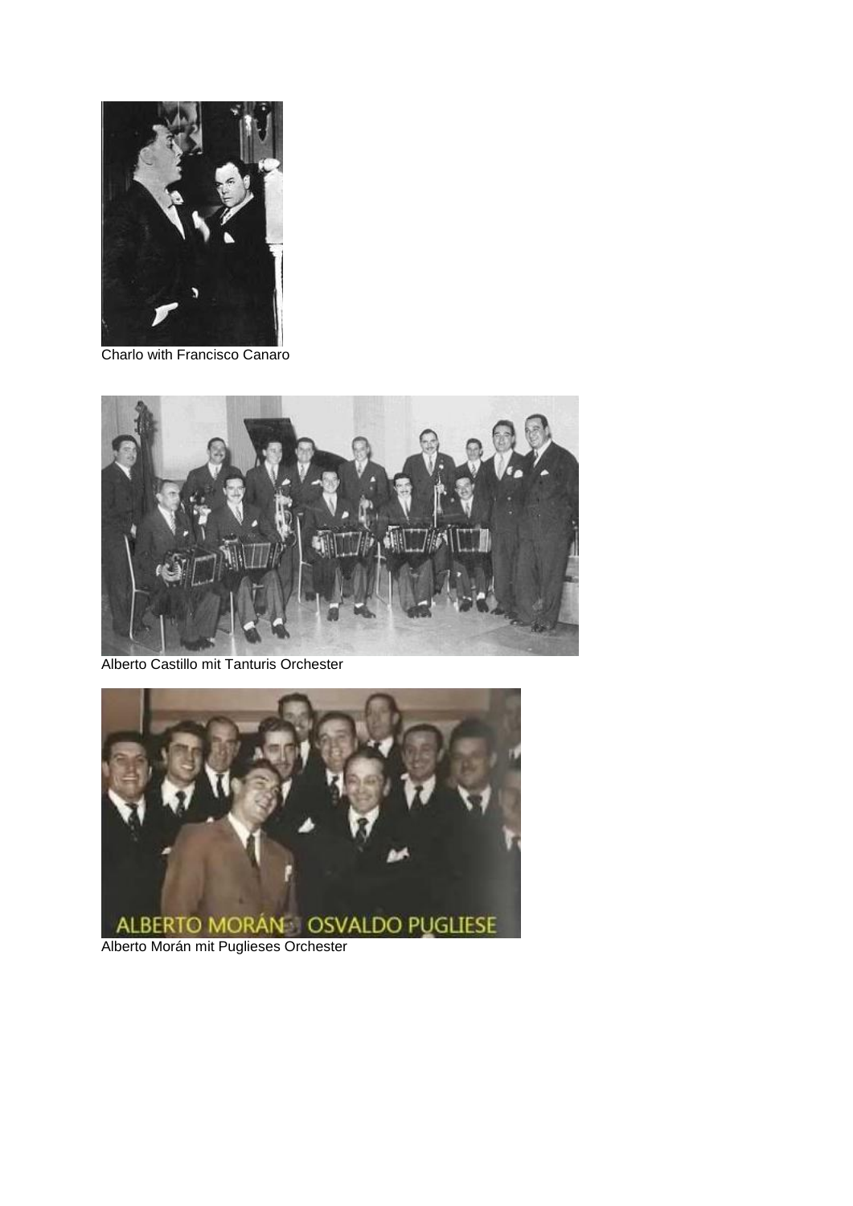Charlo with Francisco Canaro

Alberto Castillo mit Tanturis Orchester

Alberto Morán mit Pugliese Orchester

Charlo with Francisco Canaro

Alberto Castillo mit Tanturis Orchester

Alberto Morán mit Puglieses Orchester